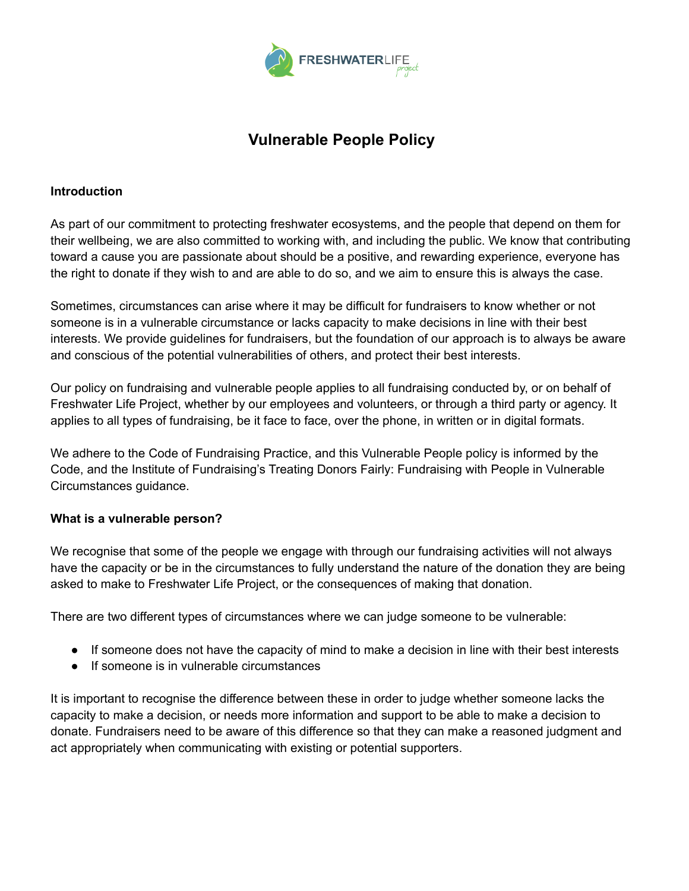# Vulnerable People Policy

**Introduction**

As part of our commitment to protecting freshwater ecosystems, and the people that depend on them for their wellbeing, we are also committed to working with, and including the public. We know that contributing toward a cause you are passionate about should be a positive, and rewarding experience, everyone has the right to donate if they wish to and are able to do so, and we aim to ensure this is always the case.

Sometimes, circumstances can arise where it may be difficult for fundraisers to know whether or not someone is in a vulnerable circumstance or lacks capacity to make decisions in line with their best interests. We provide guidelines for fundraisers, but the foundation of our approach is to always be aware and conscious of the potential vulnerabilities of others, and protect their best interests.

Our policy on fundraising and vulnerable people applies to all fundraising conducted by, or on behalf of Freshwater Life Project, whether by our employees and volunteers, or through a third party or agency. It applies to all types of fundraising, be it face to face, over the phone, in written or in digital formats.

We adhere to the Code of Fundraising Practice, and this Vulnerable People policy is informed by the Code, and the Institute of Fundraising's Treating Donors Fairly: Fundraising with People in Vulnerable Circumstances guidance.

**What is a vulnerable person?**

We recognise that some of the people we engage with through our fundraising activities will not always have the capacity or be in the circumstances to fully understand the nature of the donation they are being asked to make to Freshwater Life Project, or the consequences of making that donation.

There are two different types of circumstances where we can judge someone to be vulnerable:

- If someone does not have the capacity of mind to make a decision in line with their best interests
- If someone is in vulnerable circumstances

It is important to recognise the difference between these in order to judge whether someone lacks the capacity to make a decision, or needs more information and support to be able to make a decision to donate. Fundraisers need to be aware of this difference so that they can make a reasoned judgment and act appropriately when communicating with existing or potential supporters.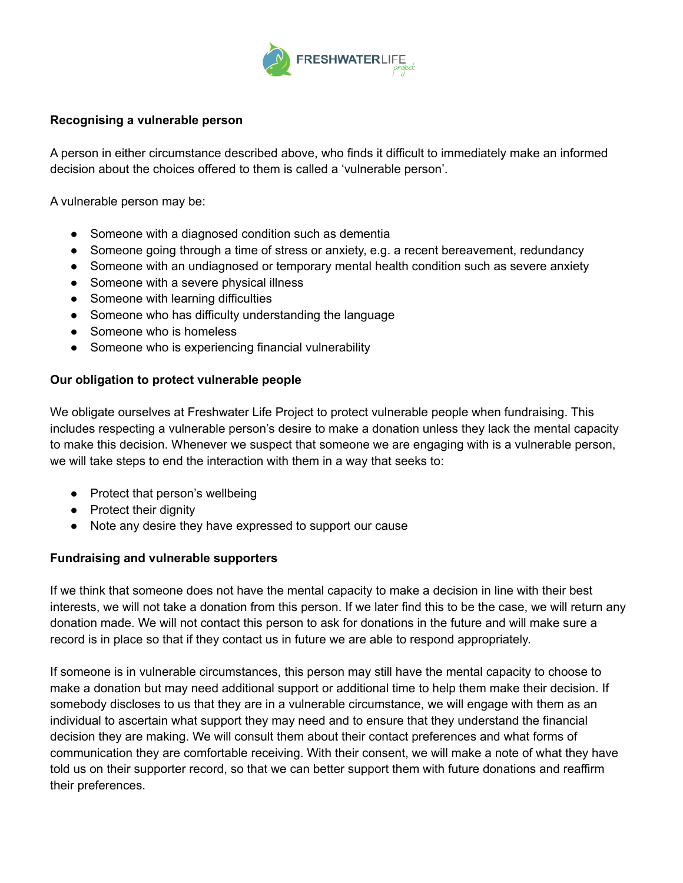**Recognising a vulnerable person**

A person in either circumstance described above, who finds it difficult to immediately make an informed decision about the choices offered to them is called a 'vulnerable person'.

A vulnerable person may be:

- Someone with a diagnosed condition such as dementia
- Someone going through a time of stress or anxiety, e.g. a recent bereavement, redundancy
- Someone with an undiagnosed or temporary mental health condition such as severe anxiety
- Someone with a severe physical illness
- Someone with learning difficulties
- Someone who has difficulty understanding the language
- Someone who is homeless
- Someone who is experiencing financial vulnerability

**Our obligation to protect vulnerable people**

We obligate ourselves at Freshwater Life Project to protect vulnerable people when fundraising. This includes respecting a vulnerable person's desire to make a donation unless they lack the mental capacity to make this decision. Whenever we suspect that someone we are engaging with is a vulnerable person, we will take steps to end the interaction with them in a way that seeks to:

- Protect that person's wellbeing
- Protect their dignity
- Note any desire they have expressed to support our cause

**Fundraising and vulnerable supporters**

If we think that someone does not have the mental capacity to make a decision in line with their best interests, we will not take a donation from this person. If we later find this to be the case, we will return any donation made. We will not contact this person to ask for donations in the future and will make sure a record is in place so that if they contact us in future we are able to respond appropriately.

If someone is in vulnerable circumstances, this person may still have the mental capacity to choose to make a donation but may need additional support or additional time to help them make their decision. If somebody discloses to us that they are in a vulnerable circumstance, we will engage with them as an individual to ascertain what support they may need and to ensure that they understand the financial decision they are making. We will consult them about their contact preferences and what forms of communication they are comfortable receiving. With their consent, we will make a note of what they have told us on their supporter record, so that we can better support them with future donations and reaffirm their preferences.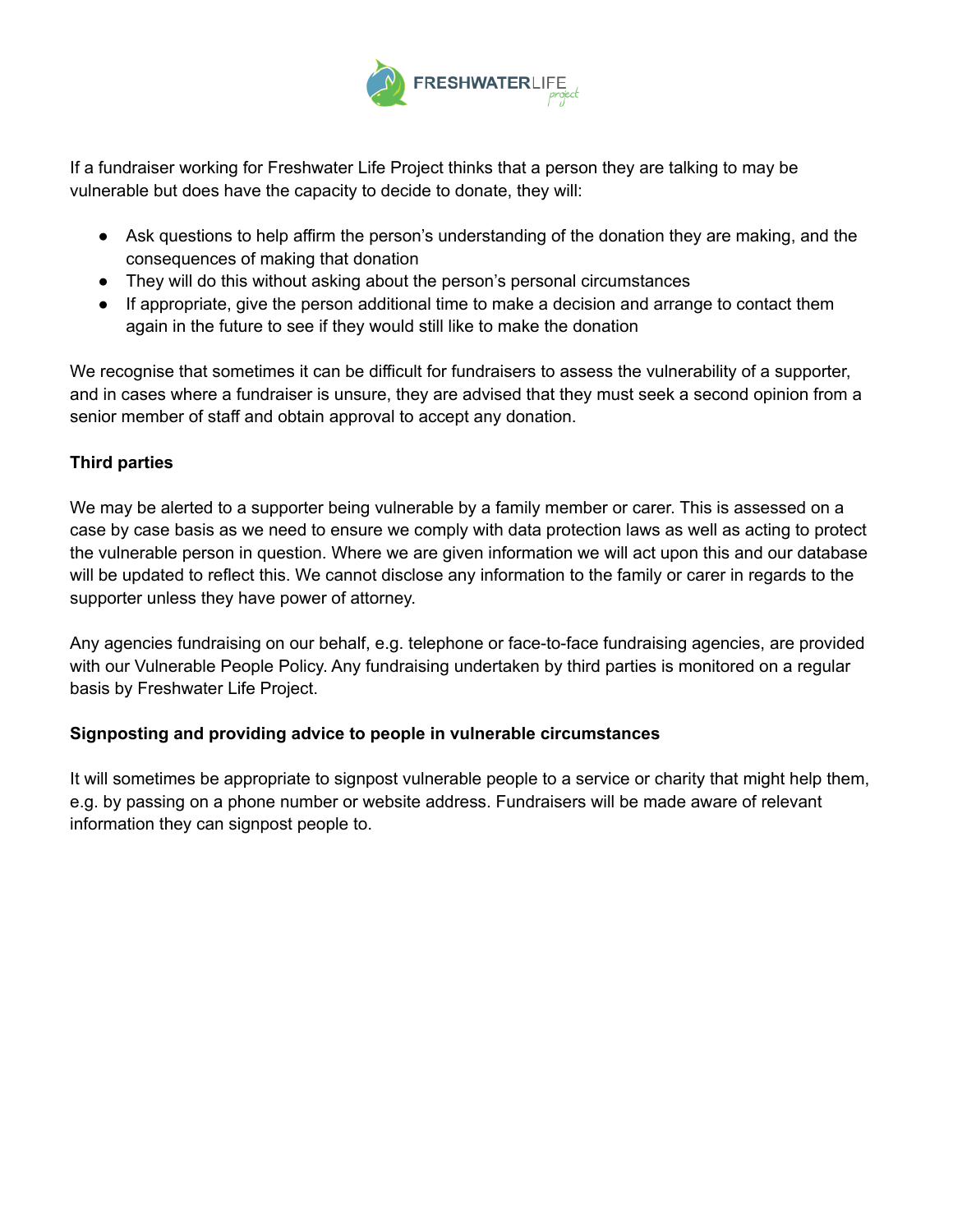If a fundraiser working for Freshwater Life Project thinks that a person they are talking to may be vulnerable but does have the capacity to decide to donate, they will:

- Ask questions to help affirm the person's understanding of the donation they are making, and the consequences of making that donation
- They will do this without asking about the person's personal circumstances
- If appropriate, give the person additional time to make a decision and arrange to contact them again in the future to see if they would still like to make the donation

We recognise that sometimes it can be difficult for fundraisers to assess the vulnerability of a supporter, and in cases where a fundraiser is unsure, they are advised that they must seek a second opinion from a senior member of staff and obtain approval to accept any donation.

**Third parties**

We may be alerted to a supporter being vulnerable by a family member or carer. This is assessed on a case by case basis as we need to ensure we comply with data protection laws as well as acting to protect the vulnerable person in question. Where we are given information we will act upon this and our database will be updated to reflect this. We cannot disclose any information to the family or carer in regards to the supporter unless they have power of attorney.

Any agencies fundraising on our behalf, e.g. telephone or face-to-face fundraising agencies, are provided with our Vulnerable People Policy. Any fundraising undertaken by third parties is monitored on a regular basis by Freshwater Life Project.

**Signposting and providing advice to people in vulnerable circumstances**

It will sometimes be appropriate to signpost vulnerable people to a service or charity that might help them, e.g. by passing on a phone number or website address. Fundraisers will be made aware of relevant information they can signpost people to.